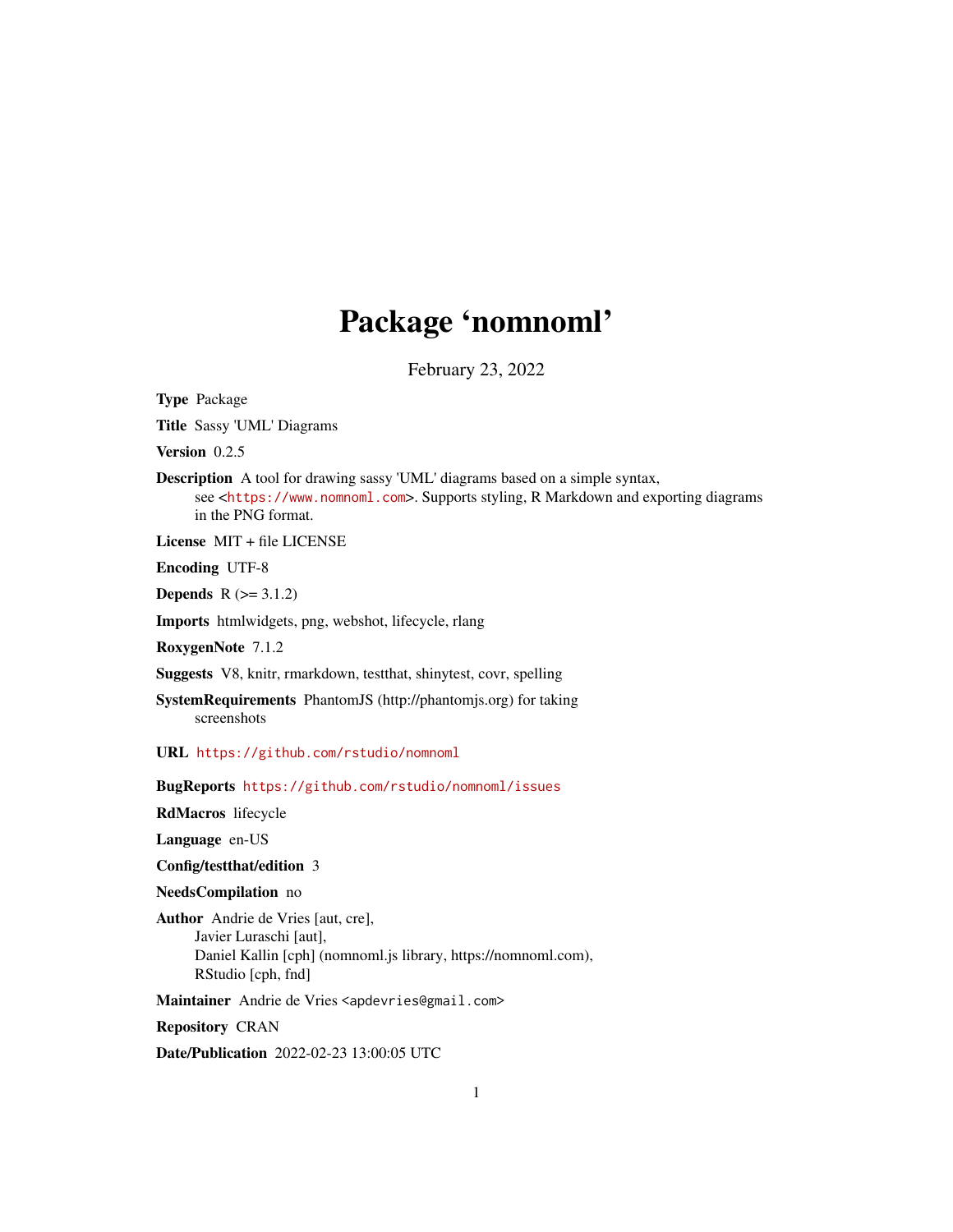# Package 'nomnoml'

February 23, 2022

**Type** Package

**Title** Sassy 'UML' Diagrams

**Version** 0.2.5

**Description** A tool for drawing sassy 'UML' diagrams based on a simple syntax, see <https://www.nomnoml.com>. Supports styling, R Markdown and exporting diagrams in the PNG format.

**License** MIT + file LICENSE

**Encoding** UTF-8

**Depends** R (>= 3.1.2)

**Imports** htmlwidgets, png, webshot, lifecycle, rlang

**RoxygenNote** 7.1.2

**Suggests** V8, knitr, rmarkdown, testthat, shinytest, covr, spelling

**SystemRequirements** PhantomJS (http://phantomjs.org) for taking screenshots

**URL** https://github.com/rstudio/nomnoml

**BugReports** https://github.com/rstudio/nomnoml/issues

**RdMacros** lifecycle

**Language** en-US

**Config/testthat/edition** 3

**NeedsCompilation** no

**Author** Andrie de Vries [aut, cre],
Javier Luraschi [aut],
Daniel Kallin [cph] (nomnoml.js library, https://nomnoml.com),
RStudio [cph, fnd]

**Maintainer** Andrie de Vries <apdevries@gmail.com>

**Repository** CRAN

**Date/Publication** 2022-02-23 13:00:05 UTC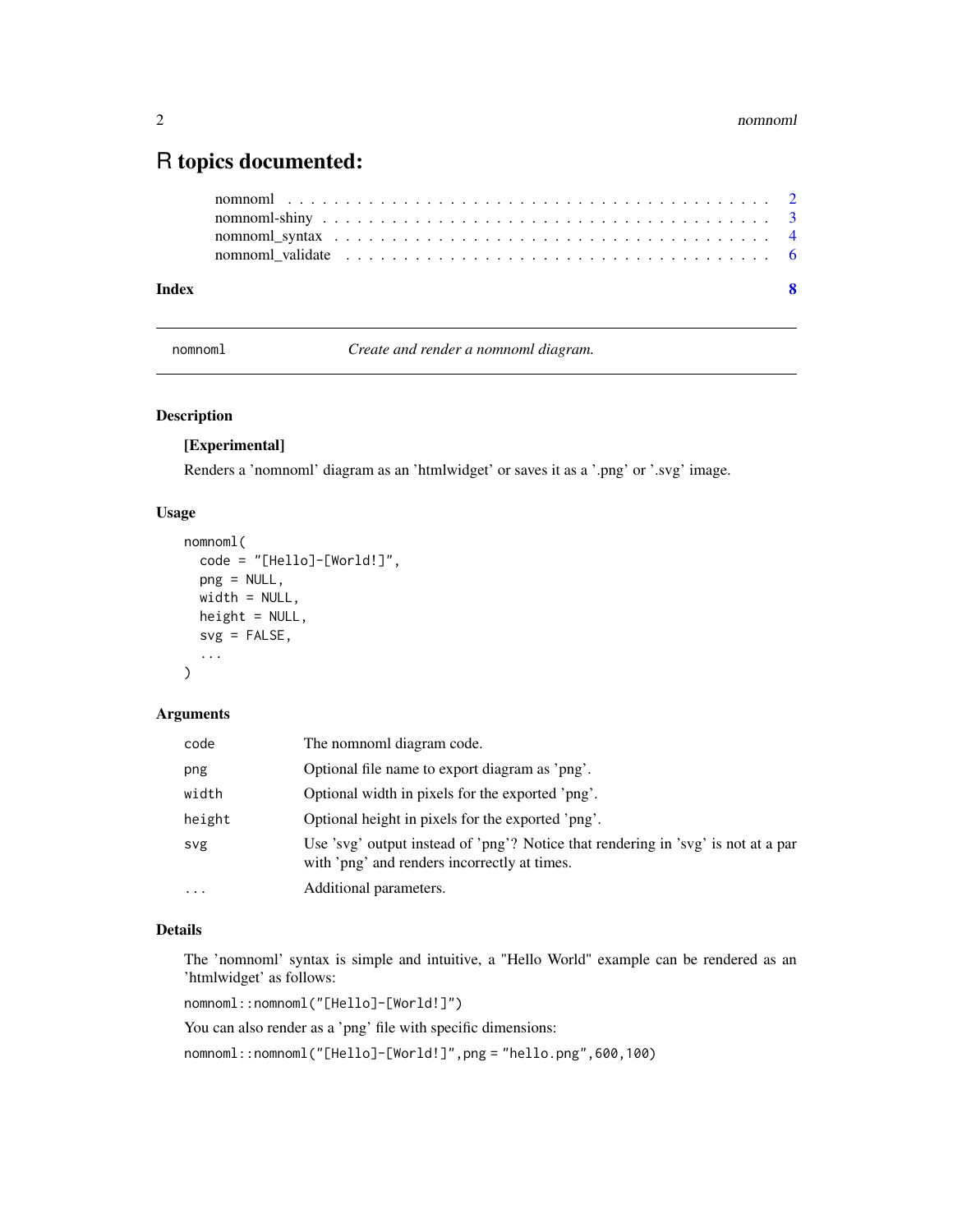# R topics documented:

nomnoml . . . . . . . . . . . . . . . . . . . . . . . . . . . . . . . . . . . . . . 2
nomnoml-shiny . . . . . . . . . . . . . . . . . . . . . . . . . . . . . . . . . . . 3
nomnoml_syntax . . . . . . . . . . . . . . . . . . . . . . . . . . . . . . . . . . 4
nomnoml_validate . . . . . . . . . . . . . . . . . . . . . . . . . . . . . . . . . 6

**Index** **8**

---

nomnoml *Create and render a nomnoml diagram.*

---

### Description

**[Experimental]**

Renders a 'nomnoml' diagram as an 'htmlwidget' or saves it as a '.png' or '.svg' image.

### Usage

```
nomnoml(
  code = "[Hello]-[World!]",
  png = NULL,
  width = NULL,
  height = NULL,
  svg = FALSE,
  ...
)
```

### Arguments

| | |
|---|---|
| code | The nomnoml diagram code. |
| png | Optional file name to export diagram as 'png'. |
| width | Optional width in pixels for the exported 'png'. |
| height | Optional height in pixels for the exported 'png'. |
| svg | Use 'svg' output instead of 'png'? Notice that rendering in 'svg' is not at a par with 'png' and renders incorrectly at times. |
| ... | Additional parameters. |

### Details

The 'nomnoml' syntax is simple and intuitive, a "Hello World" example can be rendered as an 'htmlwidget' as follows:

`nomnoml::nomnoml("[Hello]-[World!]")`

You can also render as a 'png' file with specific dimensions:

`nomnoml::nomnoml("[Hello]-[World!]",png = "hello.png",600,100)`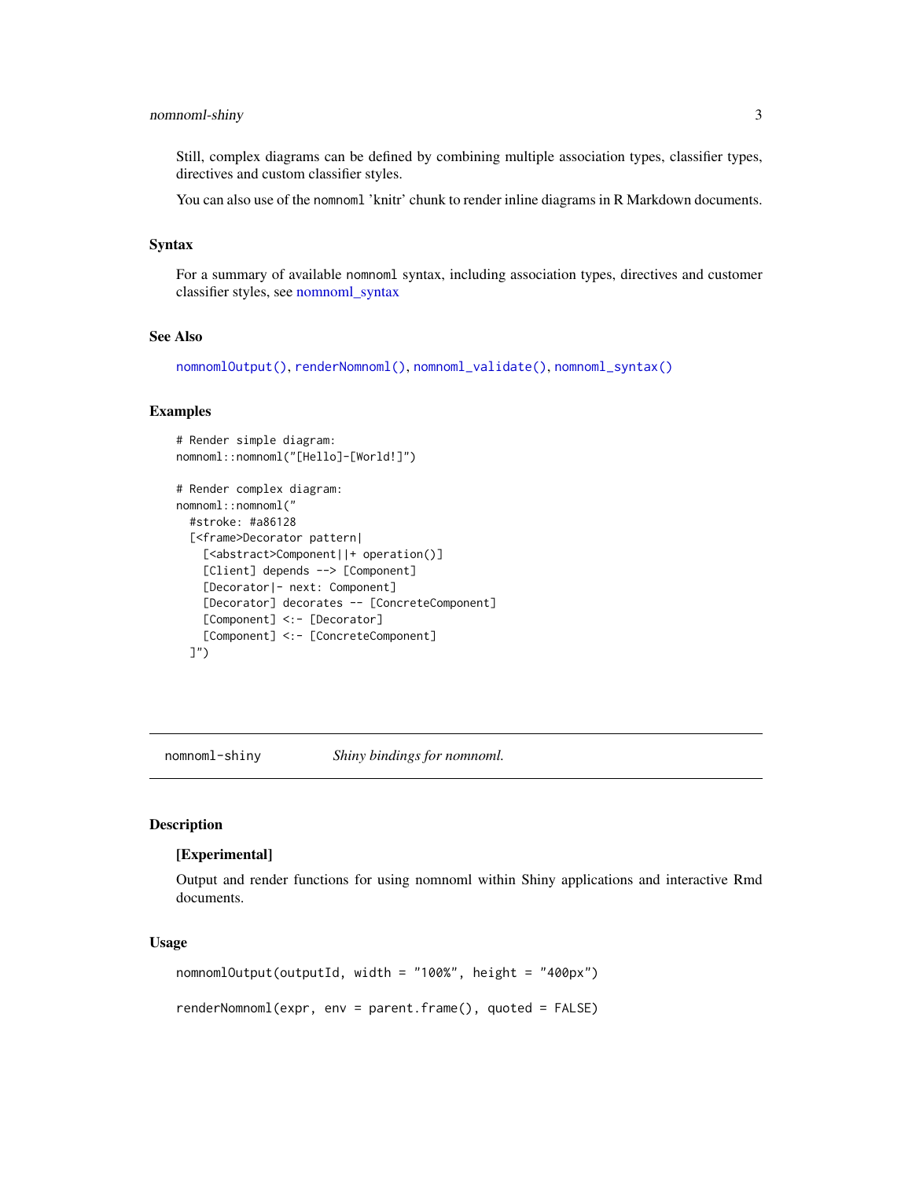Still, complex diagrams can be defined by combining multiple association types, classifier types, directives and custom classifier styles.

You can also use of the `nomnoml` 'knitr' chunk to render inline diagrams in R Markdown documents.

### Syntax

For a summary of available `nomnoml` syntax, including association types, directives and customer classifier styles, see nomnoml_syntax

### See Also

`nomnomlOutput()`, `renderNomnoml()`, `nomnoml_validate()`, `nomnoml_syntax()`

### Examples

```
# Render simple diagram:
nomnoml::nomnoml("[Hello]-[World!]")

# Render complex diagram:
nomnoml::nomnoml("
  #stroke: #a86128
  [<frame>Decorator pattern|
    [<abstract>Component||+ operation()]
    [Client] depends --> [Component]
    [Decorator|- next: Component]
    [Decorator] decorates -- [ConcreteComponent]
    [Component] <:- [Decorator]
    [Component] <:- [ConcreteComponent]
  ]")
```

---

## nomnoml-shiny — *Shiny bindings for nomnoml.*

---

### Description

**[Experimental]**

Output and render functions for using nomnoml within Shiny applications and interactive Rmd documents.

### Usage

```
nomnomlOutput(outputId, width = "100%", height = "400px")

renderNomnoml(expr, env = parent.frame(), quoted = FALSE)
```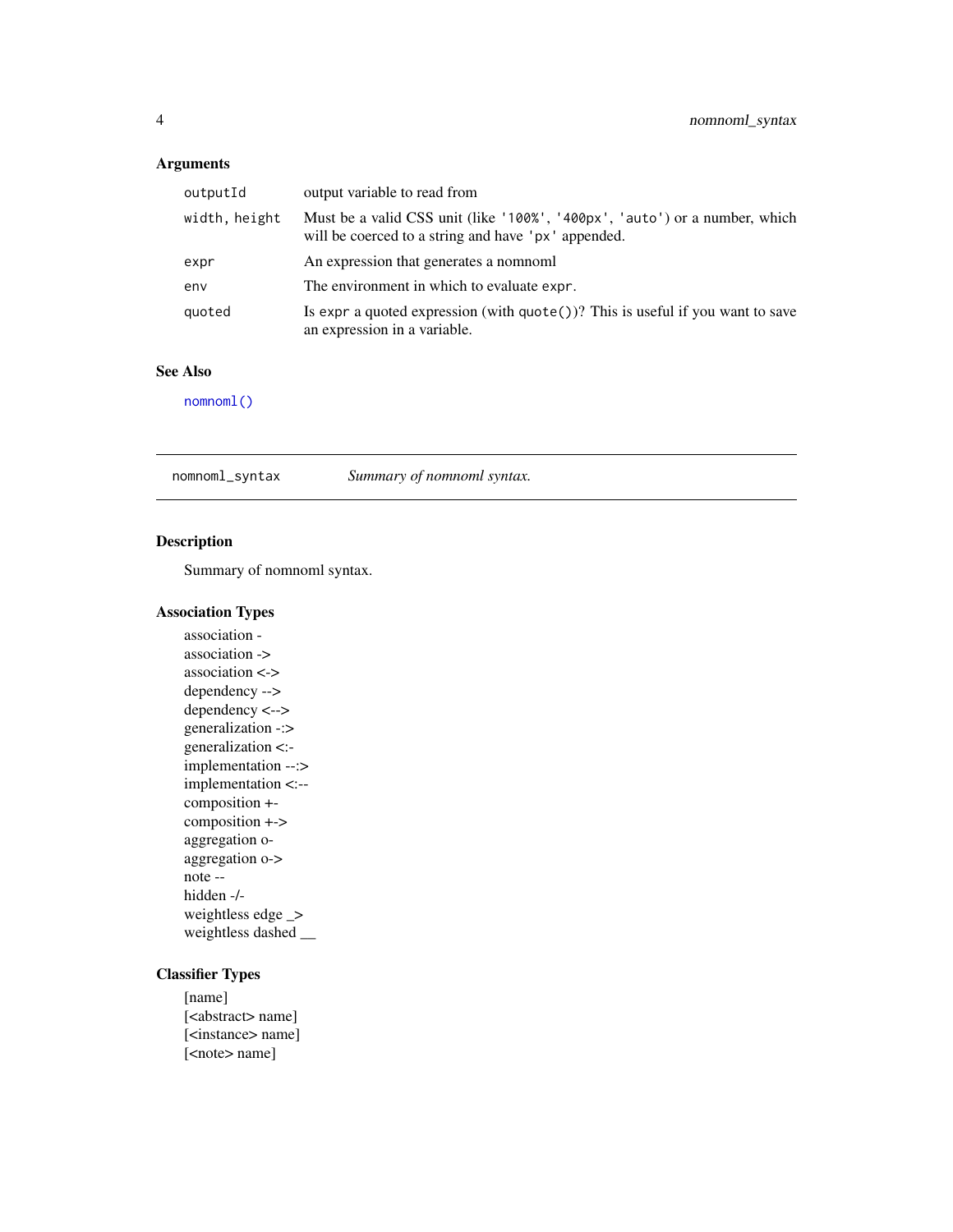### Arguments

| | |
|---|---|
| `outputId` | output variable to read from |
| `width, height` | Must be a valid CSS unit (like `'100%'`, `'400px'`, `'auto'`) or a number, which will be coerced to a string and have `'px'` appended. |
| `expr` | An expression that generates a nomnoml |
| `env` | The environment in which to evaluate `expr`. |
| `quoted` | Is `expr` a quoted expression (with `quote()`)? This is useful if you want to save an expression in a variable. |

### See Also

`nomnoml()`

---

## `nomnoml_syntax` *Summary of nomnoml syntax.*

---

### Description

Summary of nomnoml syntax.

### Association Types

association -
association ->
association <->
dependency -->
dependency <-->
generalization -:>
generalization <:-
implementation --:>
implementation <:--
composition +-
composition +->
aggregation o-
aggregation o->
note --
hidden -/-
weightless edge _>
weightless dashed __

### Classifier Types

[name]
[<abstract> name]
[<instance> name]
[<note> name]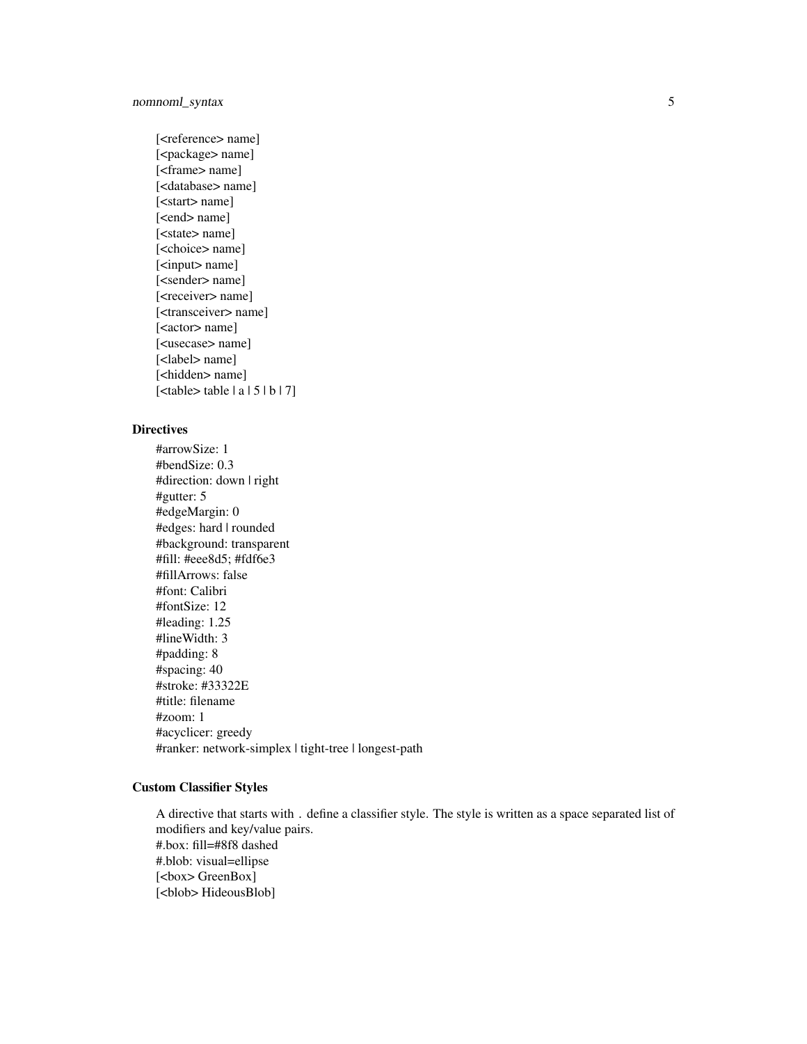[<reference> name]
[<package> name]
[<frame> name]
[<database> name]
[<start> name]
[<end> name]
[<state> name]
[<choice> name]
[<input> name]
[<sender> name]
[<receiver> name]
[<transceiver> name]
[<actor> name]
[<usecase> name]
[<label> name]
[<hidden> name]
[<table> table | a | 5 | b | 7]

### Directives

#arrowSize: 1
#bendSize: 0.3
#direction: down | right
#gutter: 5
#edgeMargin: 0
#edges: hard | rounded
#background: transparent
#fill: #eee8d5; #fdf6e3
#fillArrows: false
#font: Calibri
#fontSize: 12
#leading: 1.25
#lineWidth: 3
#padding: 8
#spacing: 40
#stroke: #33322E
#title: filename
#zoom: 1
#acyclicer: greedy
#ranker: network-simplex | tight-tree | longest-path

### Custom Classifier Styles

A directive that starts with . define a classifier style. The style is written as a space separated list of modifiers and key/value pairs.
#.box: fill=#8f8 dashed
#.blob: visual=ellipse
[<box> GreenBox]
[<blob> HideousBlob]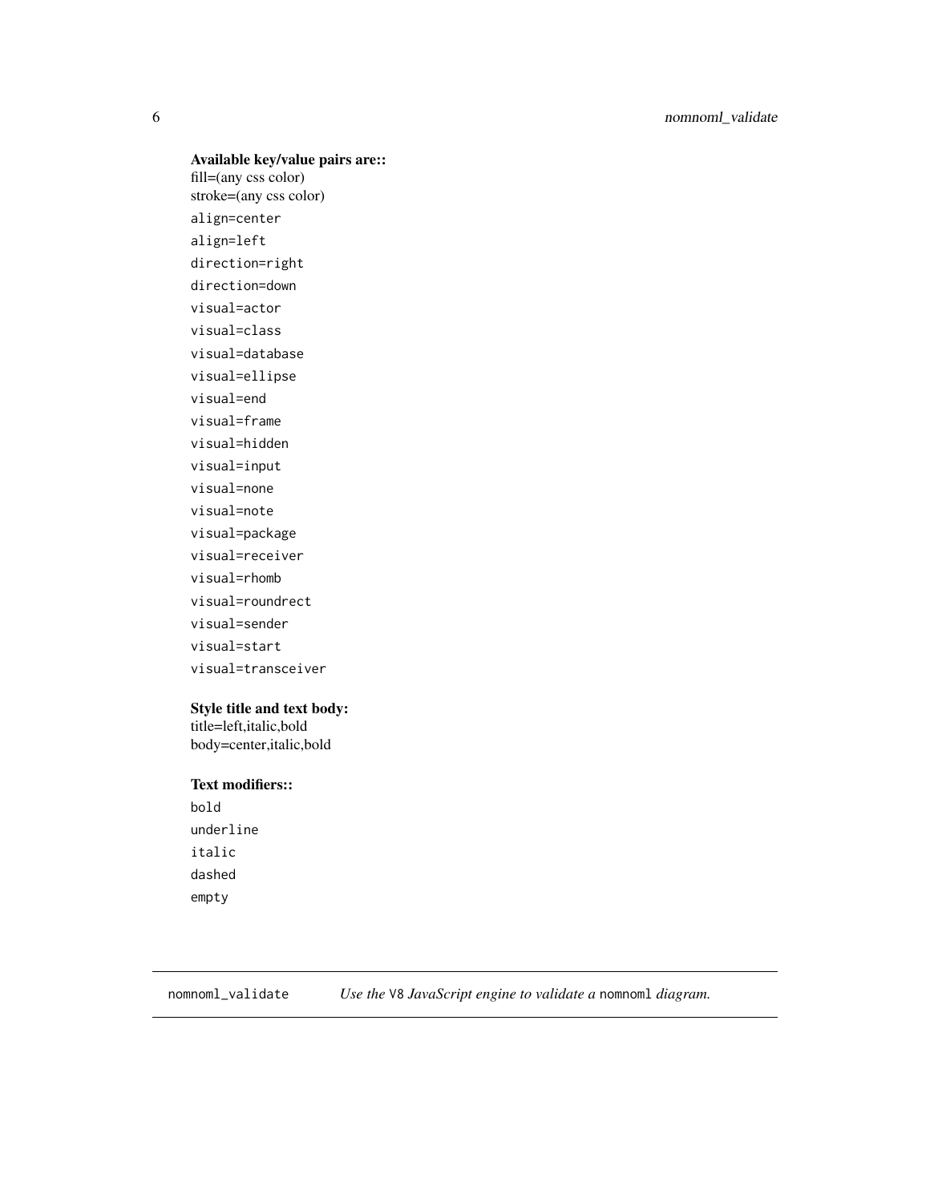**Available key/value pairs are::**

fill=(any css color)
stroke=(any css color)

`align=center`

`align=left`

`direction=right`

`direction=down`

`visual=actor`

`visual=class`

`visual=database`

`visual=ellipse`

`visual=end`

`visual=frame`

`visual=hidden`

`visual=input`

`visual=none`

`visual=note`

`visual=package`

`visual=receiver`

`visual=rhomb`

`visual=roundrect`

`visual=sender`

`visual=start`

`visual=transceiver`

**Style title and text body:**

title=left,italic,bold
body=center,italic,bold

**Text modifiers::**

`bold`

`underline`

`italic`

`dashed`

`empty`

---

## nomnoml_validate — *Use the* `V8` *JavaScript engine to validate a* `nomnoml` *diagram.*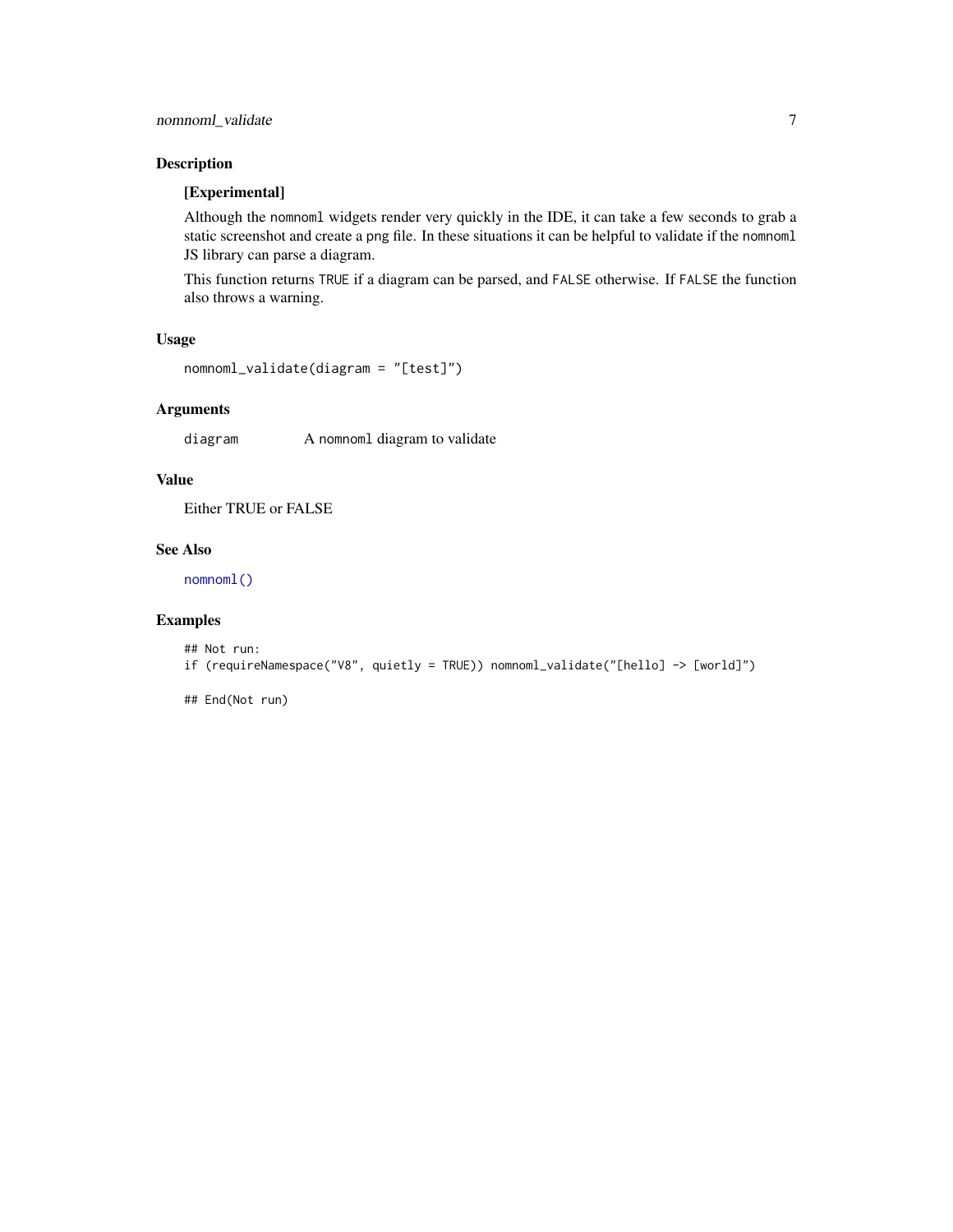## Description

**[Experimental]**

Although the `nomnoml` widgets render very quickly in the IDE, it can take a few seconds to grab a static screenshot and create a png file. In these situations it can be helpful to validate if the `nomnoml` JS library can parse a diagram.

This function returns `TRUE` if a diagram can be parsed, and `FALSE` otherwise. If `FALSE` the function also throws a warning.

## Usage

```
nomnoml_validate(diagram = "[test]")
```

## Arguments

| | |
|---|---|
| `diagram` | A `nomnoml` diagram to validate |

## Value

Either TRUE or FALSE

## See Also

`nomnoml()`

## Examples

```
## Not run:
if (requireNamespace("V8", quietly = TRUE)) nomnoml_validate("[hello] -> [world]")

## End(Not run)
```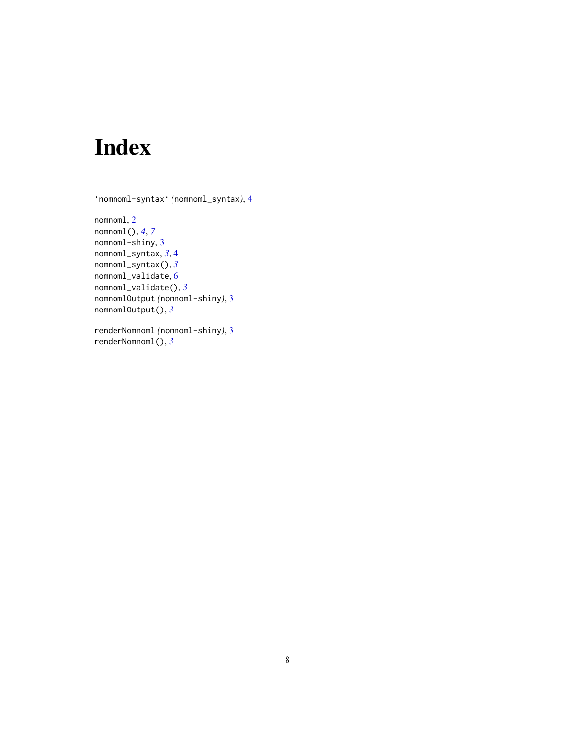# Index

`nomnoml-syntax` (nomnoml_syntax), 4

nomnoml, 2
nomnoml(), *4*, *7*
nomnoml-shiny, 3
nomnoml_syntax, *3*, 4
nomnoml_syntax(), *3*
nomnoml_validate, 6
nomnoml_validate(), *3*
nomnomlOutput (nomnoml-shiny), 3
nomnomlOutput(), *3*

renderNomnoml (nomnoml-shiny), 3
renderNomnoml(), *3*